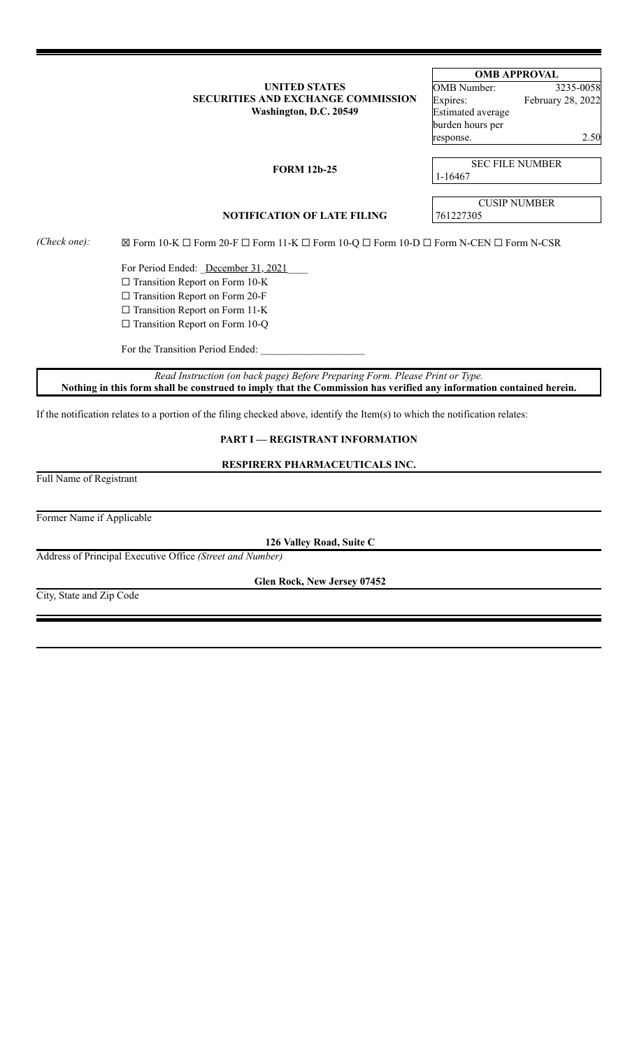**UNITED STATES**
**SECURITIES AND EXCHANGE COMMISSION**
**Washington, D.C. 20549**

| OMB APPROVAL | |
|---|---|
| OMB Number: | 3235-0058 |
| Expires: | February 28, 2022 |
| Estimated average burden hours per response. | 2.50 |

**FORM 12b-25**

| SEC FILE NUMBER |
|---|
| 1-16467 |

**NOTIFICATION OF LATE FILING**

| CUSIP NUMBER |
|---|
| 761227305 |

*(Check one):* ☒ Form 10-K ☐ Form 20-F ☐ Form 11-K ☐ Form 10-Q ☐ Form 10-D ☐ Form N-CEN ☐ Form N-CSR

For Period Ended: December 31, 2021

☐ Transition Report on Form 10-K

☐ Transition Report on Form 20-F

☐ Transition Report on Form 11-K

☐ Transition Report on Form 10-Q

For the Transition Period Ended: ____________________

*Read Instruction (on back page) Before Preparing Form. Please Print or Type.*
**Nothing in this form shall be construed to imply that the Commission has verified any information contained herein.**

If the notification relates to a portion of the filing checked above, identify the Item(s) to which the notification relates:

## PART I — REGISTRANT INFORMATION

**RESPIRERX PHARMACEUTICALS INC.**
Full Name of Registrant

Former Name if Applicable

**126 Valley Road, Suite C**
Address of Principal Executive Office *(Street and Number)*

**Glen Rock, New Jersey 07452**
City, State and Zip Code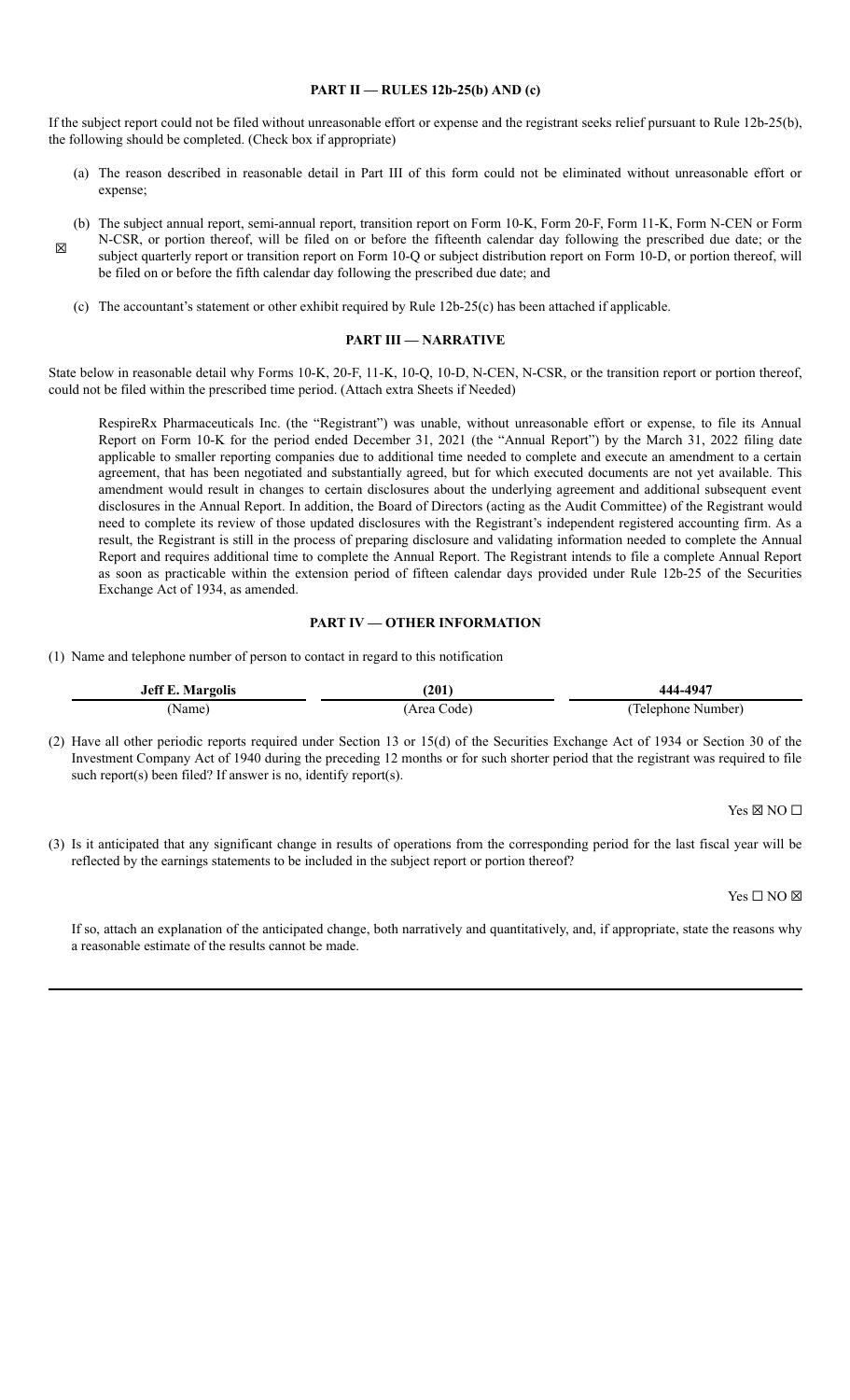## PART II — RULES 12b-25(b) AND (c)

If the subject report could not be filed without unreasonable effort or expense and the registrant seeks relief pursuant to Rule 12b-25(b), the following should be completed. (Check box if appropriate)

☒

(a) The reason described in reasonable detail in Part III of this form could not be eliminated without unreasonable effort or expense;

(b) The subject annual report, semi-annual report, transition report on Form 10-K, Form 20-F, Form 11-K, Form N-CEN or Form N-CSR, or portion thereof, will be filed on or before the fifteenth calendar day following the prescribed due date; or the subject quarterly report or transition report on Form 10-Q or subject distribution report on Form 10-D, or portion thereof, will be filed on or before the fifth calendar day following the prescribed due date; and

(c) The accountant's statement or other exhibit required by Rule 12b-25(c) has been attached if applicable.

## PART III — NARRATIVE

State below in reasonable detail why Forms 10-K, 20-F, 11-K, 10-Q, 10-D, N-CEN, N-CSR, or the transition report or portion thereof, could not be filed within the prescribed time period. (Attach extra Sheets if Needed)

RespireRx Pharmaceuticals Inc. (the "Registrant") was unable, without unreasonable effort or expense, to file its Annual Report on Form 10-K for the period ended December 31, 2021 (the "Annual Report") by the March 31, 2022 filing date applicable to smaller reporting companies due to additional time needed to complete and execute an amendment to a certain agreement, that has been negotiated and substantially agreed, but for which executed documents are not yet available. This amendment would result in changes to certain disclosures about the underlying agreement and additional subsequent event disclosures in the Annual Report. In addition, the Board of Directors (acting as the Audit Committee) of the Registrant would need to complete its review of those updated disclosures with the Registrant's independent registered accounting firm. As a result, the Registrant is still in the process of preparing disclosure and validating information needed to complete the Annual Report and requires additional time to complete the Annual Report. The Registrant intends to file a complete Annual Report as soon as practicable within the extension period of fifteen calendar days provided under Rule 12b-25 of the Securities Exchange Act of 1934, as amended.

## PART IV — OTHER INFORMATION

(1) Name and telephone number of person to contact in regard to this notification

| **Jeff E. Margolis** | **(201)** | **444-4947** |
|---|---|---|
| (Name) | (Area Code) | (Telephone Number) |

(2) Have all other periodic reports required under Section 13 or 15(d) of the Securities Exchange Act of 1934 or Section 30 of the Investment Company Act of 1940 during the preceding 12 months or for such shorter period that the registrant was required to file such report(s) been filed? If answer is no, identify report(s).

Yes ☒ NO ☐

(3) Is it anticipated that any significant change in results of operations from the corresponding period for the last fiscal year will be reflected by the earnings statements to be included in the subject report or portion thereof?

Yes ☐ NO ☒

If so, attach an explanation of the anticipated change, both narratively and quantitatively, and, if appropriate, state the reasons why a reasonable estimate of the results cannot be made.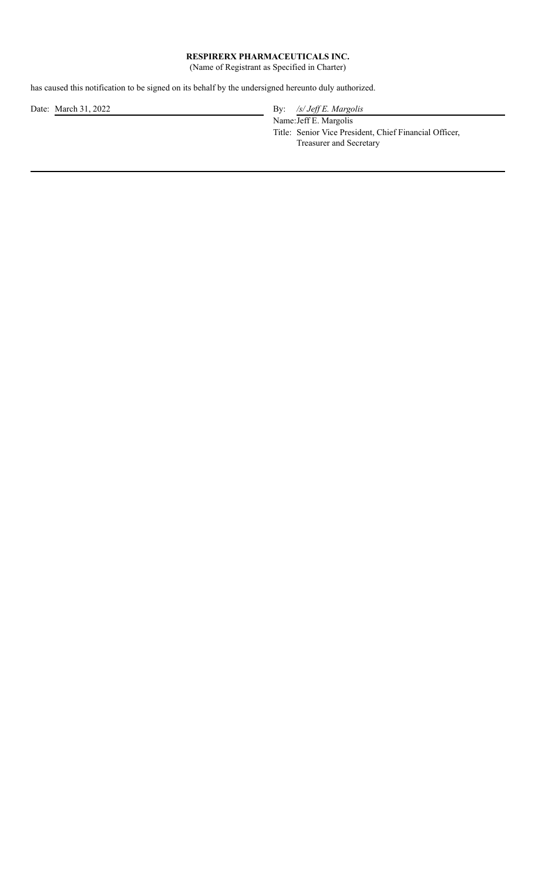**RESPIRERX PHARMACEUTICALS INC.**
(Name of Registrant as Specified in Charter)

has caused this notification to be signed on its behalf by the undersigned hereunto duly authorized.

| | |
|---|---|
| Date: March 31, 2022 | By: */s/ Jeff E. Margolis* |
| | Name: Jeff E. Margolis |
| | Title: Senior Vice President, Chief Financial Officer, Treasurer and Secretary |